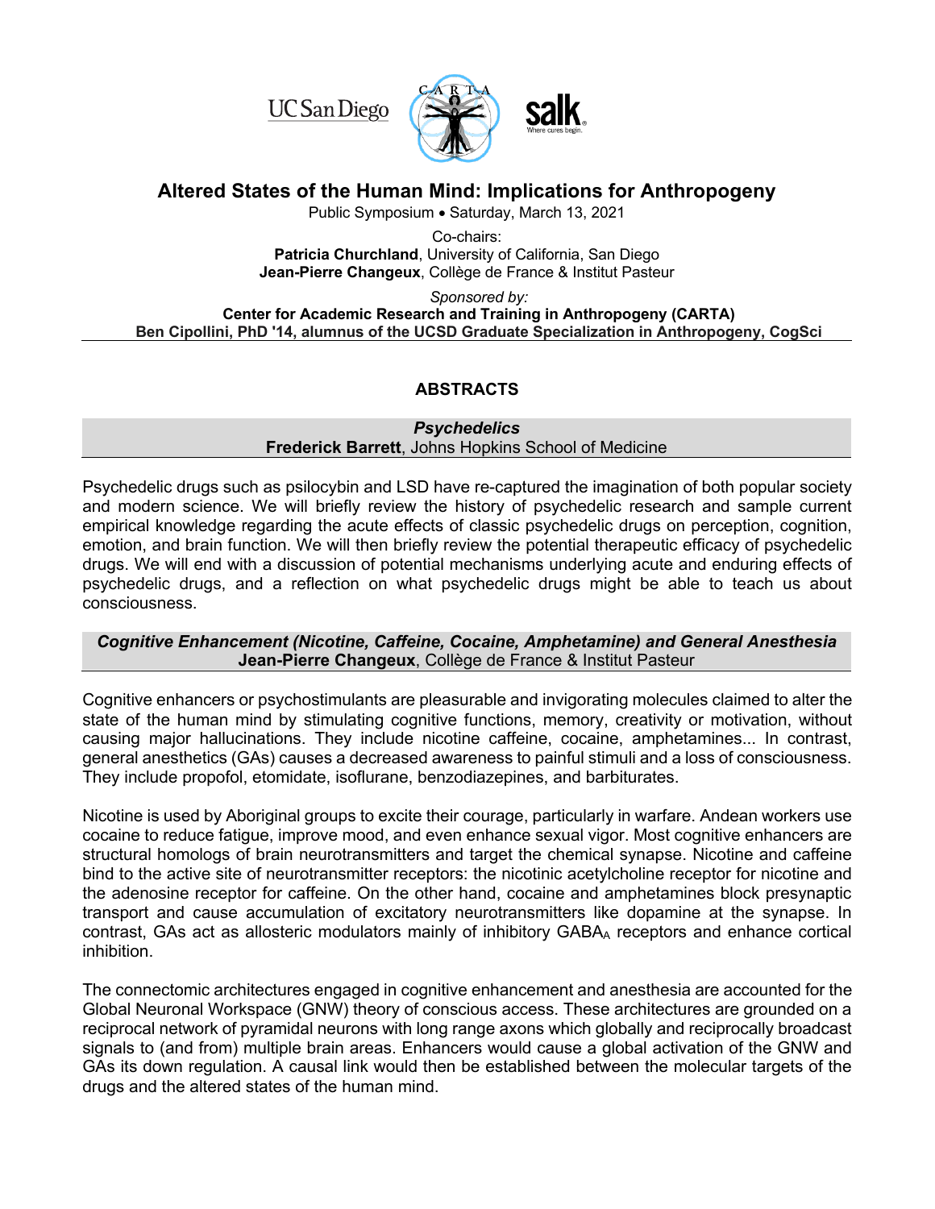UC San Diego · CARTA · salk

# Altered States of the Human Mind: Implications for Anthropogeny

Public Symposium • Saturday, March 13, 2021

Co-chairs:
**Patricia Churchland**, University of California, San Diego
**Jean-Pierre Changeux**, Collège de France & Institut Pasteur

*Sponsored by:*
**Center for Academic Research and Training in Anthropogeny (CARTA)**
**Ben Cipollini, PhD '14, alumnus of the UCSD Graduate Specialization in Anthropogeny, CogSci**

## ABSTRACTS

### *Psychedelics*
**Frederick Barrett**, Johns Hopkins School of Medicine

Psychedelic drugs such as psilocybin and LSD have re-captured the imagination of both popular society and modern science. We will briefly review the history of psychedelic research and sample current empirical knowledge regarding the acute effects of classic psychedelic drugs on perception, cognition, emotion, and brain function. We will then briefly review the potential therapeutic efficacy of psychedelic drugs. We will end with a discussion of potential mechanisms underlying acute and enduring effects of psychedelic drugs, and a reflection on what psychedelic drugs might be able to teach us about consciousness.

### *Cognitive Enhancement (Nicotine, Caffeine, Cocaine, Amphetamine) and General Anesthesia*
**Jean-Pierre Changeux**, Collège de France & Institut Pasteur

Cognitive enhancers or psychostimulants are pleasurable and invigorating molecules claimed to alter the state of the human mind by stimulating cognitive functions, memory, creativity or motivation, without causing major hallucinations. They include nicotine caffeine, cocaine, amphetamines... In contrast, general anesthetics (GAs) causes a decreased awareness to painful stimuli and a loss of consciousness. They include propofol, etomidate, isoflurane, benzodiazepines, and barbiturates.

Nicotine is used by Aboriginal groups to excite their courage, particularly in warfare. Andean workers use cocaine to reduce fatigue, improve mood, and even enhance sexual vigor. Most cognitive enhancers are structural homologs of brain neurotransmitters and target the chemical synapse. Nicotine and caffeine bind to the active site of neurotransmitter receptors: the nicotinic acetylcholine receptor for nicotine and the adenosine receptor for caffeine. On the other hand, cocaine and amphetamines block presynaptic transport and cause accumulation of excitatory neurotransmitters like dopamine at the synapse. In contrast, GAs act as allosteric modulators mainly of inhibitory $GABA_A$ receptors and enhance cortical inhibition.

The connectomic architectures engaged in cognitive enhancement and anesthesia are accounted for the Global Neuronal Workspace (GNW) theory of conscious access. These architectures are grounded on a reciprocal network of pyramidal neurons with long range axons which globally and reciprocally broadcast signals to (and from) multiple brain areas. Enhancers would cause a global activation of the GNW and GAs its down regulation. A causal link would then be established between the molecular targets of the drugs and the altered states of the human mind.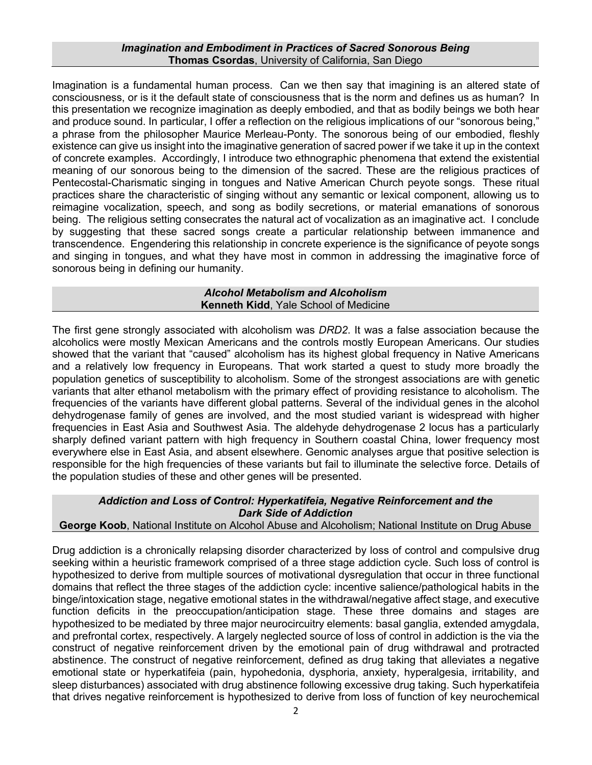### *Imagination and Embodiment in Practices of Sacred Sonorous Being*

**Thomas Csordas**, University of California, San Diego

Imagination is a fundamental human process. Can we then say that imagining is an altered state of consciousness, or is it the default state of consciousness that is the norm and defines us as human? In this presentation we recognize imagination as deeply embodied, and that as bodily beings we both hear and produce sound. In particular, I offer a reflection on the religious implications of our "sonorous being," a phrase from the philosopher Maurice Merleau-Ponty. The sonorous being of our embodied, fleshly existence can give us insight into the imaginative generation of sacred power if we take it up in the context of concrete examples. Accordingly, I introduce two ethnographic phenomena that extend the existential meaning of our sonorous being to the dimension of the sacred. These are the religious practices of Pentecostal-Charismatic singing in tongues and Native American Church peyote songs. These ritual practices share the characteristic of singing without any semantic or lexical component, allowing us to reimagine vocalization, speech, and song as bodily secretions, or material emanations of sonorous being. The religious setting consecrates the natural act of vocalization as an imaginative act. I conclude by suggesting that these sacred songs create a particular relationship between immanence and transcendence. Engendering this relationship in concrete experience is the significance of peyote songs and singing in tongues, and what they have most in common in addressing the imaginative force of sonorous being in defining our humanity.

### *Alcohol Metabolism and Alcoholism*

**Kenneth Kidd**, Yale School of Medicine

The first gene strongly associated with alcoholism was *DRD2*. It was a false association because the alcoholics were mostly Mexican Americans and the controls mostly European Americans. Our studies showed that the variant that "caused" alcoholism has its highest global frequency in Native Americans and a relatively low frequency in Europeans. That work started a quest to study more broadly the population genetics of susceptibility to alcoholism. Some of the strongest associations are with genetic variants that alter ethanol metabolism with the primary effect of providing resistance to alcoholism. The frequencies of the variants have different global patterns. Several of the individual genes in the alcohol dehydrogenase family of genes are involved, and the most studied variant is widespread with higher frequencies in East Asia and Southwest Asia. The aldehyde dehydrogenase 2 locus has a particularly sharply defined variant pattern with high frequency in Southern coastal China, lower frequency most everywhere else in East Asia, and absent elsewhere. Genomic analyses argue that positive selection is responsible for the high frequencies of these variants but fail to illuminate the selective force. Details of the population studies of these and other genes will be presented.

### *Addiction and Loss of Control: Hyperkatifeia, Negative Reinforcement and the Dark Side of Addiction*

**George Koob**, National Institute on Alcohol Abuse and Alcoholism; National Institute on Drug Abuse

Drug addiction is a chronically relapsing disorder characterized by loss of control and compulsive drug seeking within a heuristic framework comprised of a three stage addiction cycle. Such loss of control is hypothesized to derive from multiple sources of motivational dysregulation that occur in three functional domains that reflect the three stages of the addiction cycle: incentive salience/pathological habits in the binge/intoxication stage, negative emotional states in the withdrawal/negative affect stage, and executive function deficits in the preoccupation/anticipation stage. These three domains and stages are hypothesized to be mediated by three major neurocircuitry elements: basal ganglia, extended amygdala, and prefrontal cortex, respectively. A largely neglected source of loss of control in addiction is the via the construct of negative reinforcement driven by the emotional pain of drug withdrawal and protracted abstinence. The construct of negative reinforcement, defined as drug taking that alleviates a negative emotional state or hyperkatifeia (pain, hypohedonia, dysphoria, anxiety, hyperalgesia, irritability, and sleep disturbances) associated with drug abstinence following excessive drug taking. Such hyperkatifeia that drives negative reinforcement is hypothesized to derive from loss of function of key neurochemical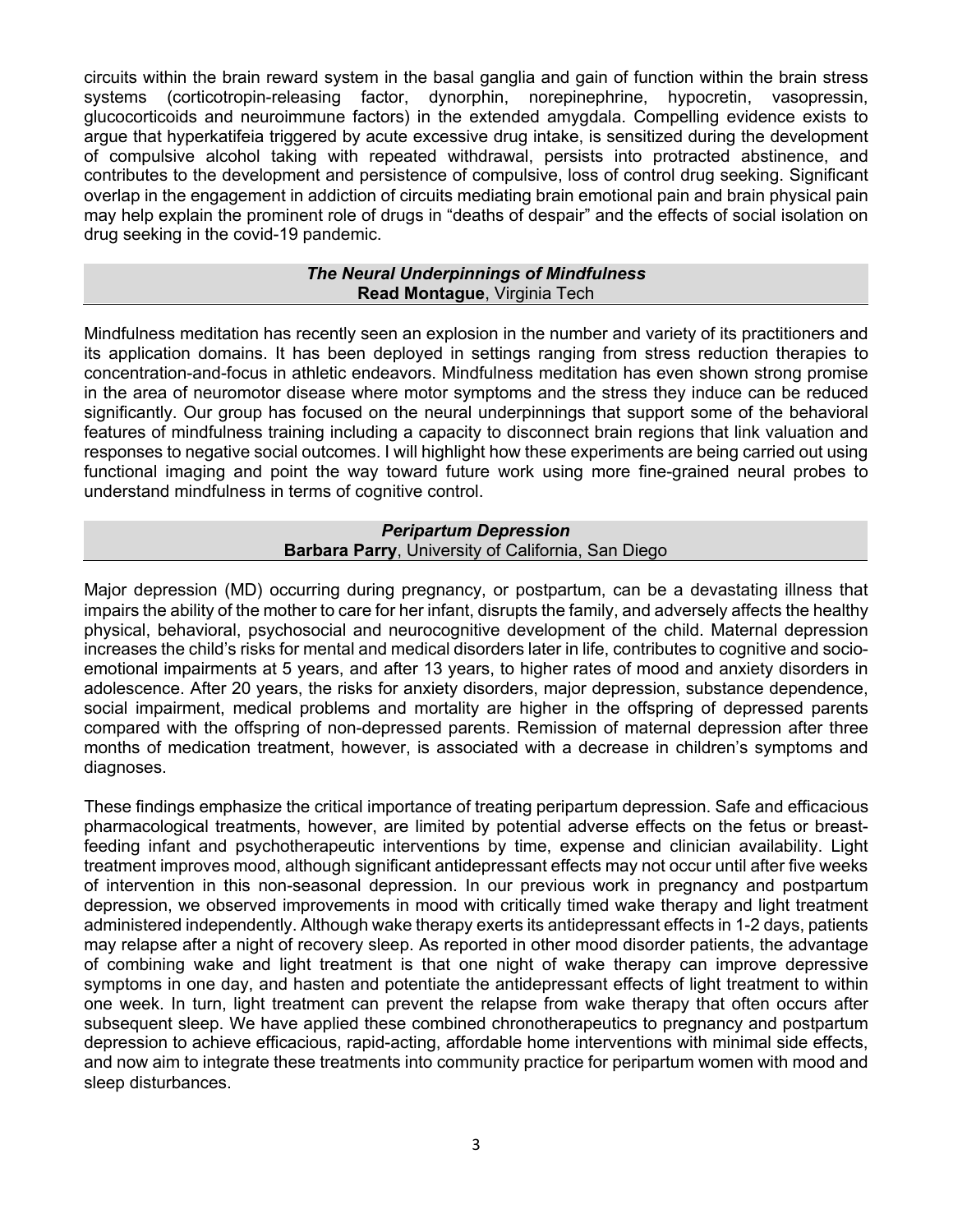circuits within the brain reward system in the basal ganglia and gain of function within the brain stress systems (corticotropin-releasing factor, dynorphin, norepinephrine, hypocretin, vasopressin, glucocorticoids and neuroimmune factors) in the extended amygdala. Compelling evidence exists to argue that hyperkatifeia triggered by acute excessive drug intake, is sensitized during the development of compulsive alcohol taking with repeated withdrawal, persists into protracted abstinence, and contributes to the development and persistence of compulsive, loss of control drug seeking. Significant overlap in the engagement in addiction of circuits mediating brain emotional pain and brain physical pain may help explain the prominent role of drugs in "deaths of despair" and the effects of social isolation on drug seeking in the covid-19 pandemic.

### *The Neural Underpinnings of Mindfulness*
**Read Montague**, Virginia Tech

Mindfulness meditation has recently seen an explosion in the number and variety of its practitioners and its application domains. It has been deployed in settings ranging from stress reduction therapies to concentration-and-focus in athletic endeavors. Mindfulness meditation has even shown strong promise in the area of neuromotor disease where motor symptoms and the stress they induce can be reduced significantly. Our group has focused on the neural underpinnings that support some of the behavioral features of mindfulness training including a capacity to disconnect brain regions that link valuation and responses to negative social outcomes. I will highlight how these experiments are being carried out using functional imaging and point the way toward future work using more fine-grained neural probes to understand mindfulness in terms of cognitive control.

### *Peripartum Depression*
**Barbara Parry**, University of California, San Diego

Major depression (MD) occurring during pregnancy, or postpartum, can be a devastating illness that impairs the ability of the mother to care for her infant, disrupts the family, and adversely affects the healthy physical, behavioral, psychosocial and neurocognitive development of the child. Maternal depression increases the child's risks for mental and medical disorders later in life, contributes to cognitive and socio-emotional impairments at 5 years, and after 13 years, to higher rates of mood and anxiety disorders in adolescence. After 20 years, the risks for anxiety disorders, major depression, substance dependence, social impairment, medical problems and mortality are higher in the offspring of depressed parents compared with the offspring of non-depressed parents. Remission of maternal depression after three months of medication treatment, however, is associated with a decrease in children's symptoms and diagnoses.

These findings emphasize the critical importance of treating peripartum depression. Safe and efficacious pharmacological treatments, however, are limited by potential adverse effects on the fetus or breast-feeding infant and psychotherapeutic interventions by time, expense and clinician availability. Light treatment improves mood, although significant antidepressant effects may not occur until after five weeks of intervention in this non-seasonal depression. In our previous work in pregnancy and postpartum depression, we observed improvements in mood with critically timed wake therapy and light treatment administered independently. Although wake therapy exerts its antidepressant effects in 1-2 days, patients may relapse after a night of recovery sleep. As reported in other mood disorder patients, the advantage of combining wake and light treatment is that one night of wake therapy can improve depressive symptoms in one day, and hasten and potentiate the antidepressant effects of light treatment to within one week. In turn, light treatment can prevent the relapse from wake therapy that often occurs after subsequent sleep. We have applied these combined chronotherapeutics to pregnancy and postpartum depression to achieve efficacious, rapid-acting, affordable home interventions with minimal side effects, and now aim to integrate these treatments into community practice for peripartum women with mood and sleep disturbances.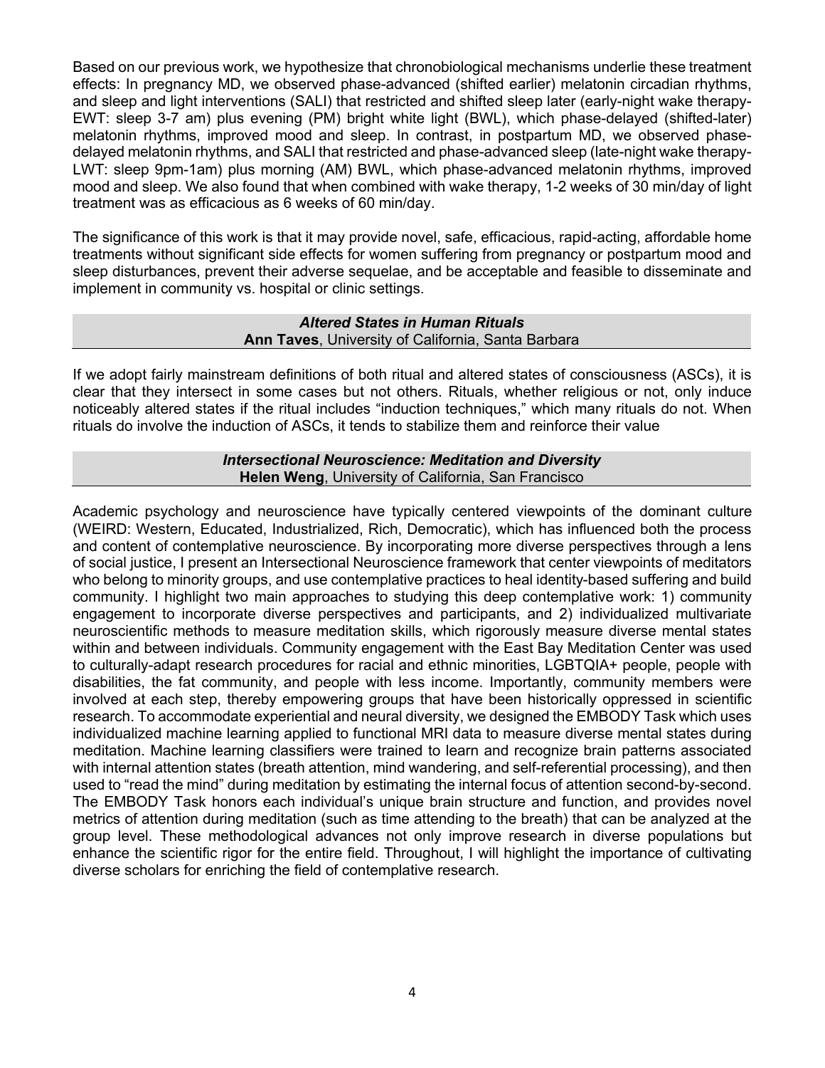Based on our previous work, we hypothesize that chronobiological mechanisms underlie these treatment effects: In pregnancy MD, we observed phase-advanced (shifted earlier) melatonin circadian rhythms, and sleep and light interventions (SALI) that restricted and shifted sleep later (early-night wake therapy-EWT: sleep 3-7 am) plus evening (PM) bright white light (BWL), which phase-delayed (shifted-later) melatonin rhythms, improved mood and sleep. In contrast, in postpartum MD, we observed phase-delayed melatonin rhythms, and SALI that restricted and phase-advanced sleep (late-night wake therapy-LWT: sleep 9pm-1am) plus morning (AM) BWL, which phase-advanced melatonin rhythms, improved mood and sleep. We also found that when combined with wake therapy, 1-2 weeks of 30 min/day of light treatment was as efficacious as 6 weeks of 60 min/day.

The significance of this work is that it may provide novel, safe, efficacious, rapid-acting, affordable home treatments without significant side effects for women suffering from pregnancy or postpartum mood and sleep disturbances, prevent their adverse sequelae, and be acceptable and feasible to disseminate and implement in community vs. hospital or clinic settings.

### *Altered States in Human Rituals*
**Ann Taves**, University of California, Santa Barbara

If we adopt fairly mainstream definitions of both ritual and altered states of consciousness (ASCs), it is clear that they intersect in some cases but not others. Rituals, whether religious or not, only induce noticeably altered states if the ritual includes "induction techniques," which many rituals do not. When rituals do involve the induction of ASCs, it tends to stabilize them and reinforce their value

### *Intersectional Neuroscience: Meditation and Diversity*
**Helen Weng**, University of California, San Francisco

Academic psychology and neuroscience have typically centered viewpoints of the dominant culture (WEIRD: Western, Educated, Industrialized, Rich, Democratic), which has influenced both the process and content of contemplative neuroscience. By incorporating more diverse perspectives through a lens of social justice, I present an Intersectional Neuroscience framework that center viewpoints of meditators who belong to minority groups, and use contemplative practices to heal identity-based suffering and build community. I highlight two main approaches to studying this deep contemplative work: 1) community engagement to incorporate diverse perspectives and participants, and 2) individualized multivariate neuroscientific methods to measure meditation skills, which rigorously measure diverse mental states within and between individuals. Community engagement with the East Bay Meditation Center was used to culturally-adapt research procedures for racial and ethnic minorities, LGBTQIA+ people, people with disabilities, the fat community, and people with less income. Importantly, community members were involved at each step, thereby empowering groups that have been historically oppressed in scientific research. To accommodate experiential and neural diversity, we designed the EMBODY Task which uses individualized machine learning applied to functional MRI data to measure diverse mental states during meditation. Machine learning classifiers were trained to learn and recognize brain patterns associated with internal attention states (breath attention, mind wandering, and self-referential processing), and then used to "read the mind" during meditation by estimating the internal focus of attention second-by-second. The EMBODY Task honors each individual's unique brain structure and function, and provides novel metrics of attention during meditation (such as time attending to the breath) that can be analyzed at the group level. These methodological advances not only improve research in diverse populations but enhance the scientific rigor for the entire field. Throughout, I will highlight the importance of cultivating diverse scholars for enriching the field of contemplative research.